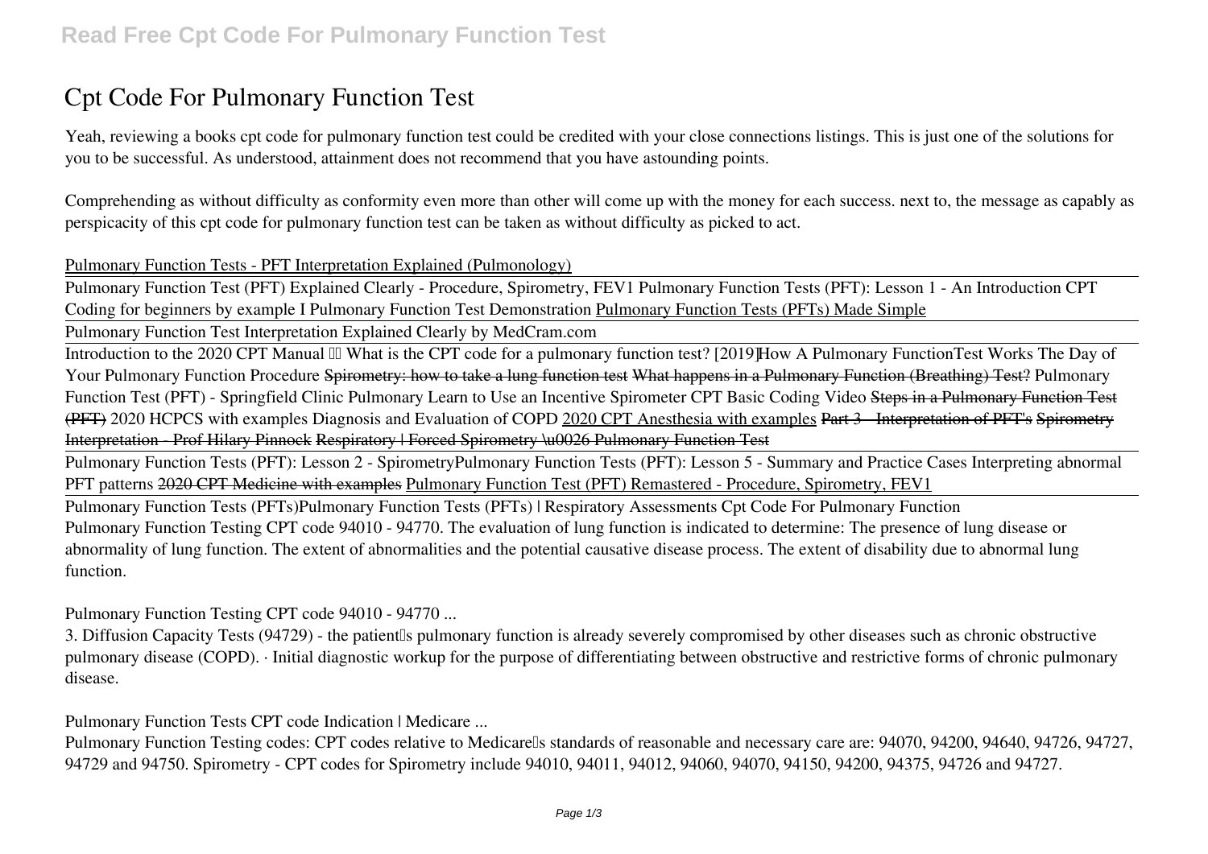# Cpt Code For Pulmonary Function Test

Yeah, reviewing a books cpt code for pulmonary function test could be credited with your close connections listings. This is just one of the solutions for you to be successful. As understood, attainment does not recommend that you have astounding points.

Comprehending as without difficulty as conformity even more than other will come up with the money for each success. next to, the message as capably as perspicacity of this cpt code for pulmonary function test can be taken as without difficulty as picked to act.

Pulmonary Function Tests - PFT Interpretation Explained (Pulmonology)

Pulmonary Function Test (PFT) Explained Clearly - Procedure, Spirometry, FEV1 Pulmonary Function Tests (PFT): Lesson 1 - An Introduction CPT Coding for beginners by example I Pulmonary Function Test Demonstration Pulmonary Function Tests (PFTs) Made Simple

Pulmonary Function Test Interpretation Explained Clearly by MedCram.com

Introduction to the 2020 CPT Manual What is the CPT code for a pulmonary function test? [2019]How A Pulmonary FunctionTest Works The Day of Your Pulmonary Function Procedure ~~Spirometry: how to take a lung function test~~ ~~What happens in a Pulmonary Function (Breathing) Test?~~ Pulmonary Function Test (PFT) - Springfield Clinic Pulmonary Learn to Use an Incentive Spirometer CPT Basic Coding Video ~~Steps in a Pulmonary Function Test (PFT)~~ 2020 HCPCS with examples Diagnosis and Evaluation of COPD 2020 CPT Anesthesia with examples ~~Part 3 - Interpretation of PFT's~~ ~~Spirometry Interpretation - Prof Hilary Pinnock~~ ~~Respiratory | Forced Spirometry \u0026 Pulmonary Function Test~~

Pulmonary Function Tests (PFT): Lesson 2 - SpirometryPulmonary Function Tests (PFT): Lesson 5 - Summary and Practice Cases Interpreting abnormal PFT patterns ~~2020 CPT Medicine with examples~~ Pulmonary Function Test (PFT) Remastered - Procedure, Spirometry, FEV1

Pulmonary Function Tests (PFTs)Pulmonary Function Tests (PFTs) | Respiratory Assessments Cpt Code For Pulmonary Function

Pulmonary Function Testing CPT code 94010 - 94770. The evaluation of lung function is indicated to determine: The presence of lung disease or abnormality of lung function. The extent of abnormalities and the potential causative disease process. The extent of disability due to abnormal lung function.

*Pulmonary Function Testing CPT code 94010 - 94770 ...*

3. Diffusion Capacity Tests (94729) - the patient's pulmonary function is already severely compromised by other diseases such as chronic obstructive pulmonary disease (COPD). · Initial diagnostic workup for the purpose of differentiating between obstructive and restrictive forms of chronic pulmonary disease.

*Pulmonary Function Tests CPT code Indication | Medicare ...*

Pulmonary Function Testing codes: CPT codes relative to Medicare's standards of reasonable and necessary care are: 94070, 94200, 94640, 94726, 94727, 94729 and 94750. Spirometry - CPT codes for Spirometry include 94010, 94011, 94012, 94060, 94070, 94150, 94200, 94375, 94726 and 94727.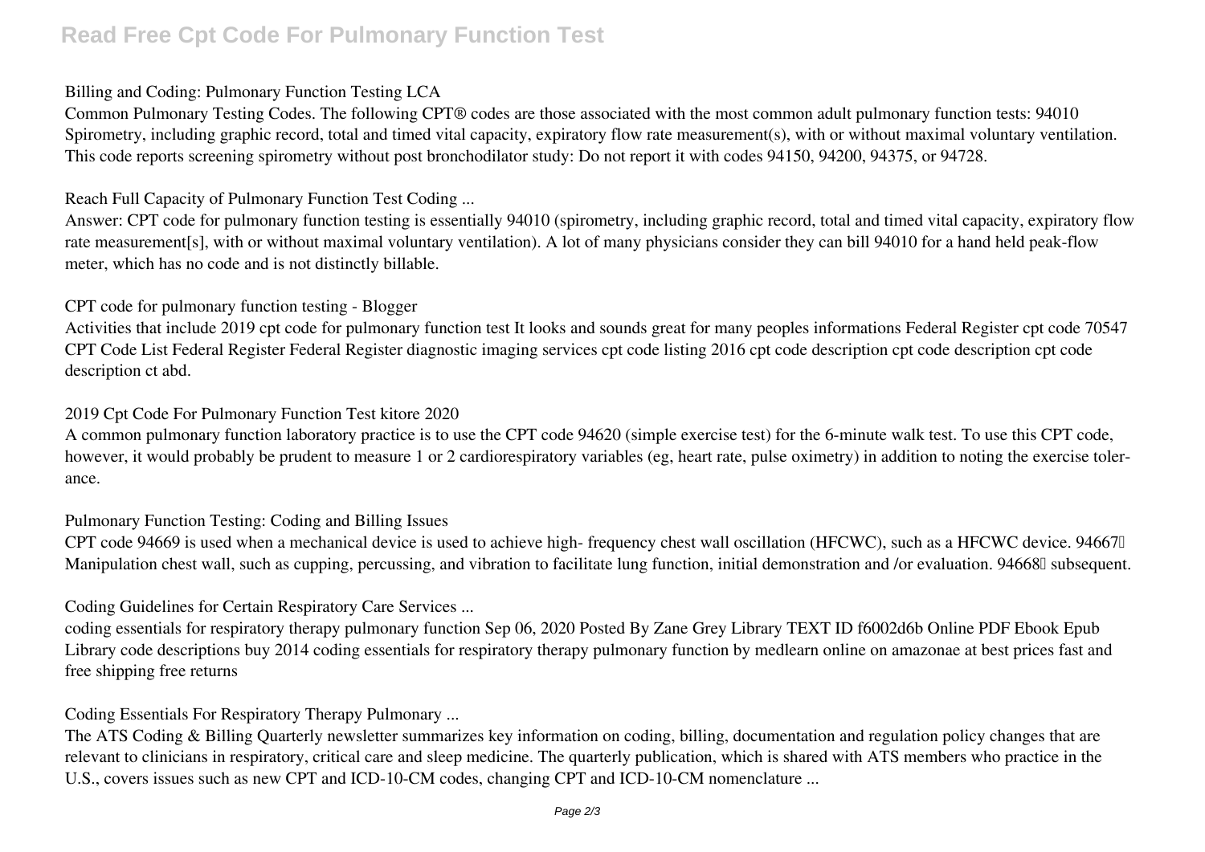**Billing and Coding: Pulmonary Function Testing LCA**

Common Pulmonary Testing Codes. The following CPT® codes are those associated with the most common adult pulmonary function tests: 94010 Spirometry, including graphic record, total and timed vital capacity, expiratory flow rate measurement(s), with or without maximal voluntary ventilation. This code reports screening spirometry without post bronchodilator study: Do not report it with codes 94150, 94200, 94375, or 94728.

**Reach Full Capacity of Pulmonary Function Test Coding ...**

Answer: CPT code for pulmonary function testing is essentially 94010 (spirometry, including graphic record, total and timed vital capacity, expiratory flow rate measurement[s], with or without maximal voluntary ventilation). A lot of many physicians consider they can bill 94010 for a hand held peak-flow meter, which has no code and is not distinctly billable.

**CPT code for pulmonary function testing - Blogger**

Activities that include 2019 cpt code for pulmonary function test It looks and sounds great for many peoples informations Federal Register cpt code 70547 CPT Code List Federal Register Federal Register diagnostic imaging services cpt code listing 2016 cpt code description cpt code description cpt code description ct abd.

**2019 Cpt Code For Pulmonary Function Test kitore 2020**

A common pulmonary function laboratory practice is to use the CPT code 94620 (simple exercise test) for the 6-minute walk test. To use this CPT code, however, it would probably be prudent to measure 1 or 2 cardiorespiratory variables (eg, heart rate, pulse oximetry) in addition to noting the exercise tolerance.

**Pulmonary Function Testing: Coding and Billing Issues**

CPT code 94669 is used when a mechanical device is used to achieve high- frequency chest wall oscillation (HFCWC), such as a HFCWC device. 94667 Manipulation chest wall, such as cupping, percussing, and vibration to facilitate lung function, initial demonstration and /or evaluation. 94668 subsequent.

**Coding Guidelines for Certain Respiratory Care Services ...**

coding essentials for respiratory therapy pulmonary function Sep 06, 2020 Posted By Zane Grey Library TEXT ID f6002d6b Online PDF Ebook Epub Library code descriptions buy 2014 coding essentials for respiratory therapy pulmonary function by medlearn online on amazonae at best prices fast and free shipping free returns

**Coding Essentials For Respiratory Therapy Pulmonary ...**

The ATS Coding & Billing Quarterly newsletter summarizes key information on coding, billing, documentation and regulation policy changes that are relevant to clinicians in respiratory, critical care and sleep medicine. The quarterly publication, which is shared with ATS members who practice in the U.S., covers issues such as new CPT and ICD-10-CM codes, changing CPT and ICD-10-CM nomenclature ...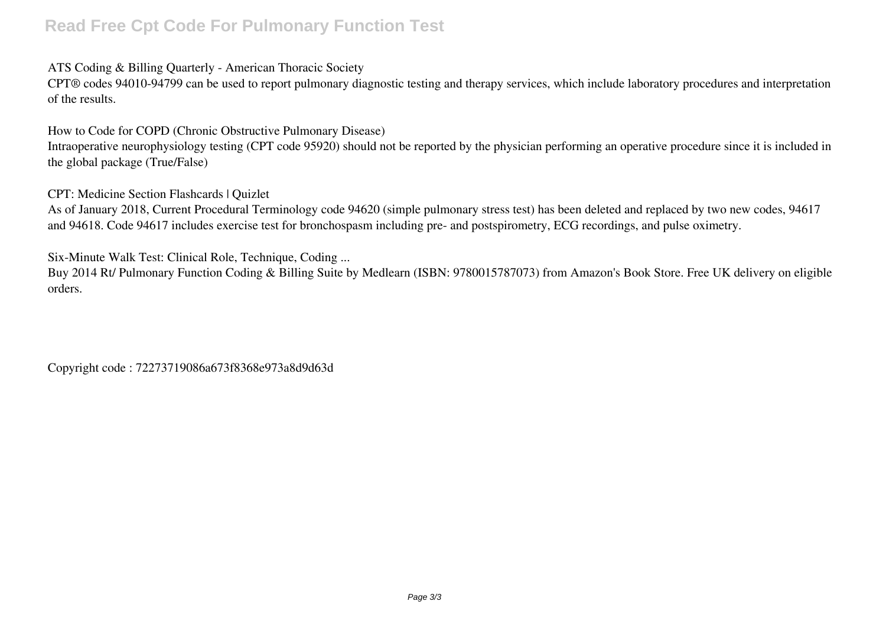ATS Coding & Billing Quarterly - American Thoracic Society

CPT® codes 94010-94799 can be used to report pulmonary diagnostic testing and therapy services, which include laboratory procedures and interpretation of the results.

How to Code for COPD (Chronic Obstructive Pulmonary Disease)

Intraoperative neurophysiology testing (CPT code 95920) should not be reported by the physician performing an operative procedure since it is included in the global package (True/False)

CPT: Medicine Section Flashcards | Quizlet

As of January 2018, Current Procedural Terminology code 94620 (simple pulmonary stress test) has been deleted and replaced by two new codes, 94617 and 94618. Code 94617 includes exercise test for bronchospasm including pre- and postspirometry, ECG recordings, and pulse oximetry.

Six-Minute Walk Test: Clinical Role, Technique, Coding ...

Buy 2014 Rt/ Pulmonary Function Coding & Billing Suite by Medlearn (ISBN: 9780015787073) from Amazon's Book Store. Free UK delivery on eligible orders.

Copyright code : 72273719086a673f8368e973a8d9d63d